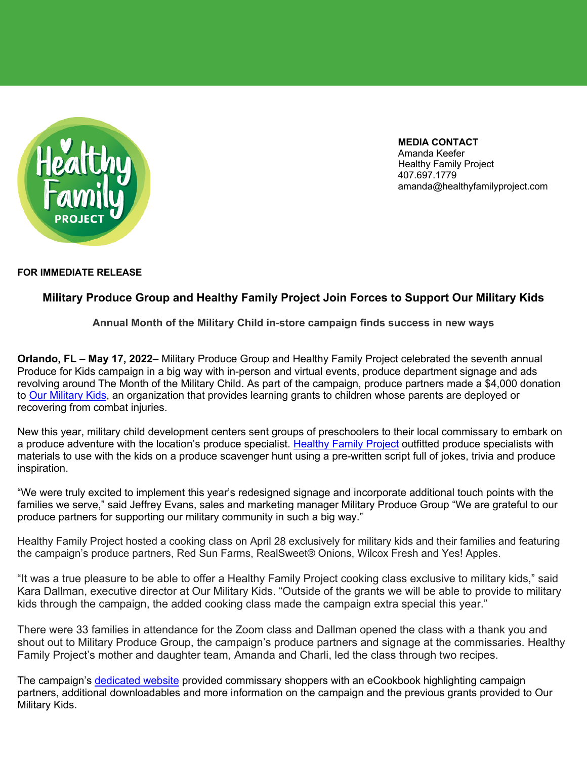**MEDIA CONTACT**
Amanda Keefer
Healthy Family Project
407.697.1779
amanda@healthyfamilyproject.com

**FOR IMMEDIATE RELEASE**

## Military Produce Group and Healthy Family Project Join Forces to Support Our Military Kids

### Annual Month of the Military Child in-store campaign finds success in new ways

**Orlando, FL – May 17, 2022–** Military Produce Group and Healthy Family Project celebrated the seventh annual Produce for Kids campaign in a big way with in-person and virtual events, produce department signage and ads revolving around The Month of the Military Child. As part of the campaign, produce partners made a $4,000 donation to Our Military Kids, an organization that provides learning grants to children whose parents are deployed or recovering from combat injuries.

New this year, military child development centers sent groups of preschoolers to their local commissary to embark on a produce adventure with the location's produce specialist. Healthy Family Project outfitted produce specialists with materials to use with the kids on a produce scavenger hunt using a pre-written script full of jokes, trivia and produce inspiration.

"We were truly excited to implement this year's redesigned signage and incorporate additional touch points with the families we serve," said Jeffrey Evans, sales and marketing manager Military Produce Group "We are grateful to our produce partners for supporting our military community in such a big way."

Healthy Family Project hosted a cooking class on April 28 exclusively for military kids and their families and featuring the campaign's produce partners, Red Sun Farms, RealSweet® Onions, Wilcox Fresh and Yes! Apples.

"It was a true pleasure to be able to offer a Healthy Family Project cooking class exclusive to military kids," said Kara Dallman, executive director at Our Military Kids. "Outside of the grants we will be able to provide to military kids through the campaign, the added cooking class made the campaign extra special this year."

There were 33 families in attendance for the Zoom class and Dallman opened the class with a thank you and shout out to Military Produce Group, the campaign's produce partners and signage at the commissaries. Healthy Family Project's mother and daughter team, Amanda and Charli, led the class through two recipes.

The campaign's dedicated website provided commissary shoppers with an eCookbook highlighting campaign partners, additional downloadables and more information on the campaign and the previous grants provided to Our Military Kids.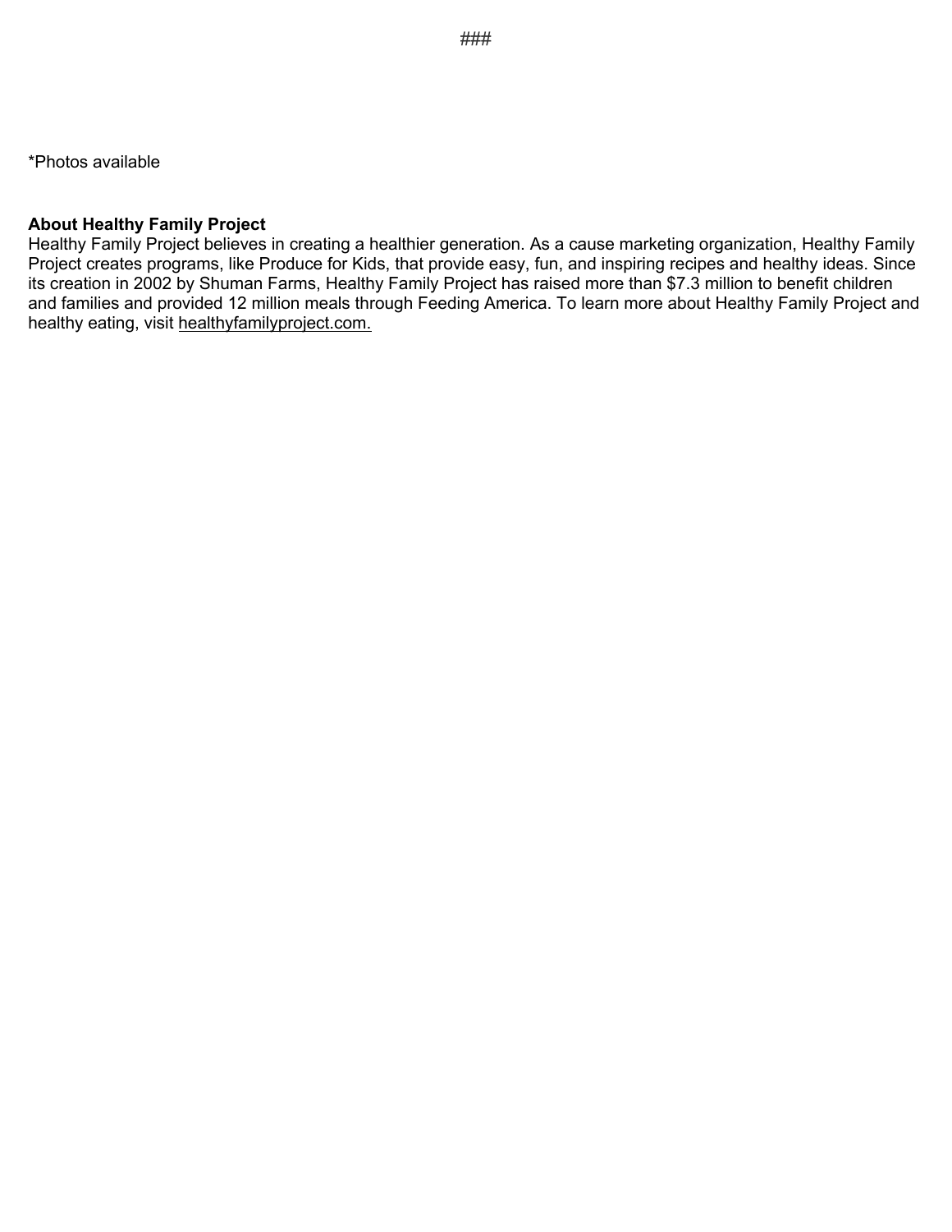###

*Photos available

**About Healthy Family Project**
Healthy Family Project believes in creating a healthier generation. As a cause marketing organization, Healthy Family Project creates programs, like Produce for Kids, that provide easy, fun, and inspiring recipes and healthy ideas. Since its creation in 2002 by Shuman Farms, Healthy Family Project has raised more than $7.3 million to benefit children and families and provided 12 million meals through Feeding America. To learn more about Healthy Family Project and healthy eating, visit healthyfamilyproject.com.